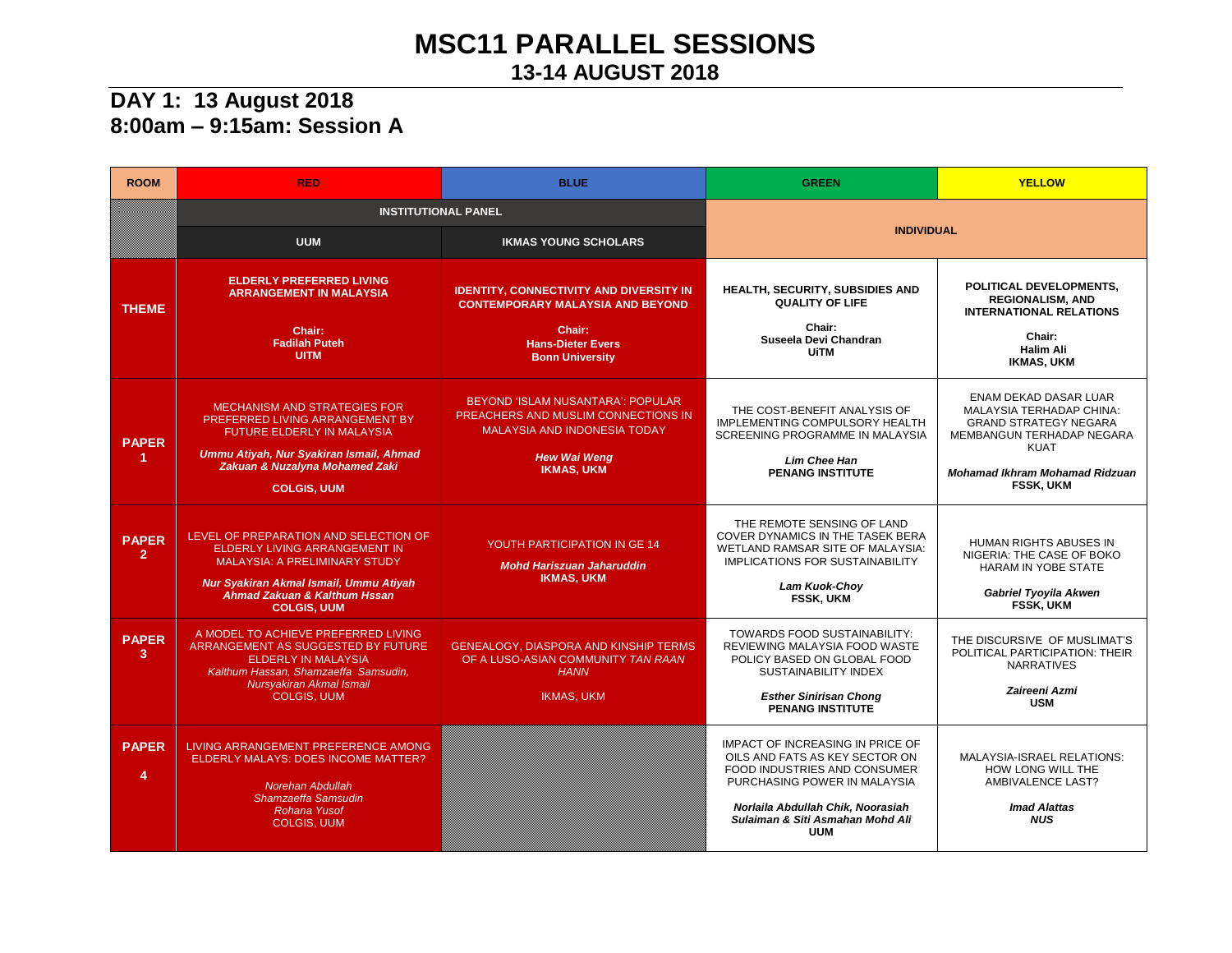# MSC11 PARALLEL SESSIONS

## 13-14 AUGUST 2018

## DAY 1: 13 August 2018
## 8:00am – 9:15am: Session A

| ROOM | RED | BLUE | GREEN | YELLOW |
|---|---|---|---|---|
| | INSTITUTIONAL PANEL | | INDIVIDUAL | |
| | UUM | IKMAS YOUNG SCHOLARS | | |
| **THEME** | **ELDERLY PREFERRED LIVING ARRANGEMENT IN MALAYSIA**<br><br>**Chair:**<br>**Fadilah Puteh**<br>**UITM** | **IDENTITY, CONNECTIVITY AND DIVERSITY IN CONTEMPORARY MALAYSIA AND BEYOND**<br><br>**Chair:**<br>**Hans-Dieter Evers**<br>**Bonn University** | **HEALTH, SECURITY, SUBSIDIES AND QUALITY OF LIFE**<br><br>**Chair:**<br>**Suseela Devi Chandran**<br>**UiTM** | **POLITICAL DEVELOPMENTS, REGIONALISM, AND INTERNATIONAL RELATIONS**<br><br>**Chair:**<br>**Halim Ali**<br>**IKMAS, UKM** |
| **PAPER 1** | MECHANISM AND STRATEGIES FOR PREFERRED LIVING ARRANGEMENT BY FUTURE ELDERLY IN MALAYSIA<br><br>***Ummu Atiyah, Nur Syakiran Ismail, Ahmad Zakuan & Nuzalyna Mohamed Zaki***<br><br>**COLGIS, UUM** | BEYOND 'ISLAM NUSANTARA': POPULAR PREACHERS AND MUSLIM CONNECTIONS IN MALAYSIA AND INDONESIA TODAY<br><br>***Hew Wai Weng***<br>**IKMAS, UKM** | THE COST-BENEFIT ANALYSIS OF IMPLEMENTING COMPULSORY HEALTH SCREENING PROGRAMME IN MALAYSIA<br><br>***Lim Chee Han***<br>**PENANG INSTITUTE** | ENAM DEKAD DASAR LUAR MALAYSIA TERHADAP CHINA: GRAND STRATEGY NEGARA MEMBANGUN TERHADAP NEGARA KUAT<br><br>***Mohamad Ikhram Mohamad Ridzuan***<br>**FSSK, UKM** |
| **PAPER 2** | LEVEL OF PREPARATION AND SELECTION OF ELDERLY LIVING ARRANGEMENT IN MALAYSIA: A PRELIMINARY STUDY<br><br>***Nur Syakiran Akmal Ismail, Ummu Atiyah Ahmad Zakuan & Kalthum Hssan***<br>**COLGIS, UUM** | YOUTH PARTICIPATION IN GE 14<br><br>***Mohd Hariszuan Jaharuddin***<br>**IKMAS, UKM** | THE REMOTE SENSING OF LAND COVER DYNAMICS IN THE TASEK BERA WETLAND RAMSAR SITE OF MALAYSIA: IMPLICATIONS FOR SUSTAINABILITY<br><br>***Lam Kuok-Choy***<br>**FSSK, UKM** | HUMAN RIGHTS ABUSES IN NIGERIA: THE CASE OF BOKO HARAM IN YOBE STATE<br><br>***Gabriel Tyoyila Akwen***<br>**FSSK, UKM** |
| **PAPER 3** | A MODEL TO ACHIEVE PREFERRED LIVING ARRANGEMENT AS SUGGESTED BY FUTURE ELDERLY IN MALAYSIA<br>*Kalthum Hassan, Shamzaeffa Samsudin, Nursyakiran Akmal Ismail*<br>COLGIS, UUM | GENEALOGY, DIASPORA AND KINSHIP TERMS OF A LUSO-ASIAN COMMUNITY *TAN RAAN HANN*<br><br>IKMAS, UKM | TOWARDS FOOD SUSTAINABILITY: REVIEWING MALAYSIA FOOD WASTE POLICY BASED ON GLOBAL FOOD SUSTAINABILITY INDEX<br><br>***Esther Sinirisan Chong***<br>**PENANG INSTITUTE** | THE DISCURSIVE OF MUSLIMAT'S POLITICAL PARTICIPATION: THEIR NARRATIVES<br><br>***Zaireeni Azmi***<br>**USM** |
| **PAPER 4** | LIVING ARRANGEMENT PREFERENCE AMONG ELDERLY MALAYS: DOES INCOME MATTER?<br><br>*Norehan Abdullah*<br>*Shamzaeffa Samsudin*<br>*Rohana Yusof*<br>COLGIS, UUM | | IMPACT OF INCREASING IN PRICE OF OILS AND FATS AS KEY SECTOR ON FOOD INDUSTRIES AND CONSUMER PURCHASING POWER IN MALAYSIA<br><br>***Norlaila Abdullah Chik, Noorasiah Sulaiman & Siti Asmahan Mohd Ali***<br>**UUM** | MALAYSIA-ISRAEL RELATIONS: HOW LONG WILL THE AMBIVALENCE LAST?<br><br>***Imad Alattas***<br>***NUS*** |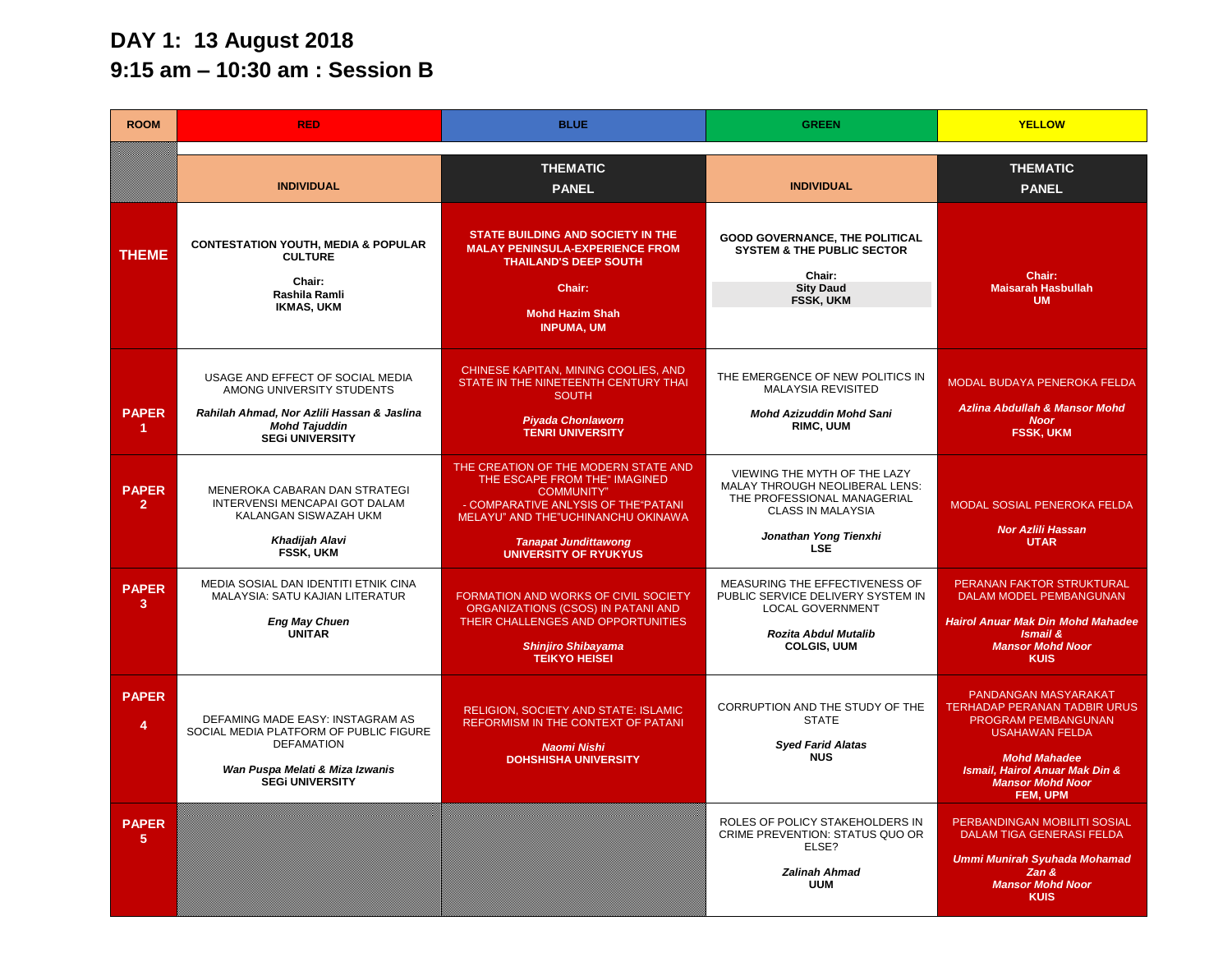# DAY 1: 13 August 2018

## 9:15 am – 10:30 am : Session B

| ROOM | RED | BLUE | GREEN | YELLOW |
|---|---|---|---|---|
| | INDIVIDUAL | THEMATIC PANEL | INDIVIDUAL | THEMATIC PANEL |
| THEME | **CONTESTATION YOUTH, MEDIA & POPULAR CULTURE**<br>**Chair:**<br>**Rashila Ramli**<br>**IKMAS, UKM** | **STATE BUILDING AND SOCIETY IN THE MALAY PENINSULA-EXPERIENCE FROM THAILAND'S DEEP SOUTH**<br>**Chair:**<br>**Mohd Hazim Shah**<br>**INPUMA, UM** | **GOOD GOVERNANCE, THE POLITICAL SYSTEM & THE PUBLIC SECTOR**<br>**Chair:**<br>**Sity Daud**<br>**FSSK, UKM** | **Chair:**<br>**Maisarah Hasbullah**<br>**UM** |
| PAPER 1 | USAGE AND EFFECT OF SOCIAL MEDIA AMONG UNIVERSITY STUDENTS<br>***Rahilah Ahmad, Nor Azlili Hassan & Jaslina Mohd Tajuddin***<br>**SEGi UNIVERSITY** | CHINESE KAPITAN, MINING COOLIES, AND STATE IN THE NINETEENTH CENTURY THAI SOUTH<br>***Piyada Chonlaworn***<br>**TENRI UNIVERSITY** | THE EMERGENCE OF NEW POLITICS IN MALAYSIA REVISITED<br>***Mohd Azizuddin Mohd Sani***<br>**RIMC, UUM** | MODAL BUDAYA PENEROKA FELDA<br>***Azlina Abdullah & Mansor Mohd Noor***<br>**FSSK, UKM** |
| PAPER 2 | MENEROKA CABARAN DAN STRATEGI INTERVENSI MENCAPAI GOT DALAM KALANGAN SISWAZAH UKM<br>***Khadijah Alavi***<br>**FSSK, UKM** | THE CREATION OF THE MODERN STATE AND THE ESCAPE FROM THE" IMAGINED COMMUNITY"<br>- COMPARATIVE ANLYSIS OF THE"PATANI MELAYU" AND THE"UCHINANCHU OKINAWA<br>***Tanapat Jundittawong***<br>**UNIVERSITY OF RYUKYUS** | VIEWING THE MYTH OF THE LAZY MALAY THROUGH NEOLIBERAL LENS: THE PROFESSIONAL MANAGERIAL CLASS IN MALAYSIA<br>***Jonathan Yong Tienxhi***<br>**LSE** | MODAL SOSIAL PENEROKA FELDA<br>***Nor Azlili Hassan***<br>**UTAR** |
| PAPER 3 | MEDIA SOSIAL DAN IDENTITI ETNIK CINA MALAYSIA: SATU KAJIAN LITERATUR<br>***Eng May Chuen***<br>**UNITAR** | FORMATION AND WORKS OF CIVIL SOCIETY ORGANIZATIONS (CSOS) IN PATANI AND THEIR CHALLENGES AND OPPORTUNITIES<br>***Shinjiro Shibayama***<br>**TEIKYO HEISEI** | MEASURING THE EFFECTIVENESS OF PUBLIC SERVICE DELIVERY SYSTEM IN LOCAL GOVERNMENT<br>***Rozita Abdul Mutalib***<br>**COLGIS, UUM** | PERANAN FAKTOR STRUKTURAL DALAM MODEL PEMBANGUNAN<br>***Hairol Anuar Mak Din Mohd Mahadee Ismail & Mansor Mohd Noor***<br>**KUIS** |
| PAPER 4 | DEFAMING MADE EASY: INSTAGRAM AS SOCIAL MEDIA PLATFORM OF PUBLIC FIGURE DEFAMATION<br>***Wan Puspa Melati & Miza Izwanis***<br>**SEGi UNIVERSITY** | RELIGION, SOCIETY AND STATE: ISLAMIC REFORMISM IN THE CONTEXT OF PATANI<br>***Naomi Nishi***<br>**DOHSHISHA UNIVERSITY** | CORRUPTION AND THE STUDY OF THE STATE<br>***Syed Farid Alatas***<br>**NUS** | PANDANGAN MASYARAKAT TERHADAP PERANAN TADBIR URUS PROGRAM PEMBANGUNAN USAHAWAN FELDA<br>***Mohd Mahadee Ismail, Hairol Anuar Mak Din & Mansor Mohd Noor***<br>**FEM, UPM** |
| PAPER 5 | | | ROLES OF POLICY STAKEHOLDERS IN CRIME PREVENTION: STATUS QUO OR ELSE?<br>***Zalinah Ahmad***<br>**UUM** | PERBANDINGAN MOBILITI SOSIAL DALAM TIGA GENERASI FELDA<br>***Ummi Munirah Syuhada Mohamad Zan & Mansor Mohd Noor***<br>**KUIS** |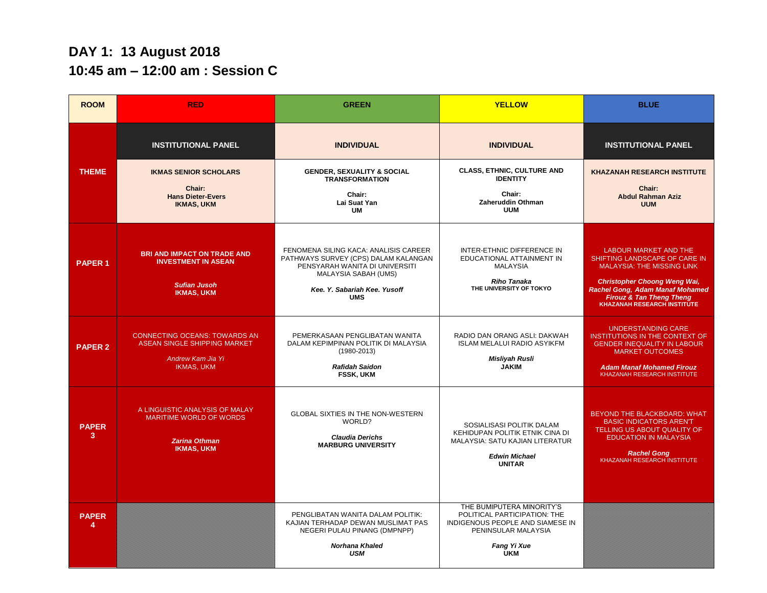## DAY 1: 13 August 2018

## 10:45 am – 12:00 am : Session C

| ROOM | RED | GREEN | YELLOW | BLUE |
|---|---|---|---|---|
| | **INSTITUTIONAL PANEL** | **INDIVIDUAL** | **INDIVIDUAL** | **INSTITUTIONAL PANEL** |
| **THEME** | **IKMAS SENIOR SCHOLARS**<br><br>**Chair:**<br>**Hans Dieter-Evers**<br>**IKMAS, UKM** | **GENDER, SEXUALITY & SOCIAL TRANSFORMATION**<br><br>**Chair:**<br>**Lai Suat Yan**<br>**UM** | **CLASS, ETHNIC, CULTURE AND IDENTITY**<br><br>**Chair:**<br>**Zaheruddin Othman**<br>**UUM** | **KHAZANAH RESEARCH INSTITUTE**<br><br>**Chair:**<br>**Abdul Rahman Aziz**<br>**UUM** |
| **PAPER 1** | **BRI AND IMPACT ON TRADE AND INVESTMENT IN ASEAN**<br><br>***Sufian Jusoh***<br>**IKMAS, UKM** | FENOMENA SILING KACA: ANALISIS CAREER PATHWAYS SURVEY (CPS) DALAM KALANGAN PENSYARAH WANITA DI UNIVERSITI MALAYSIA SABAH (UMS)<br><br>***Kee. Y. Sabariah Kee. Yusoff***<br>**UMS** | INTER-ETHNIC DIFFERENCE IN EDUCATIONAL ATTAINMENT IN MALAYSIA<br><br>***Riho Tanaka***<br>**THE UNIVERSITY OF TOKYO** | LABOUR MARKET AND THE SHIFTING LANDSCAPE OF CARE IN MALAYSIA: THE MISSING LINK<br><br>***Christopher Choong Weng Wai, Rachel Gong, Adam Manaf Mohamed Firouz & Tan Theng Theng***<br>**KHAZANAH RESEARCH INSTITUTE** |
| **PAPER 2** | CONNECTING OCEANS: TOWARDS AN ASEAN SINGLE SHIPPING MARKET<br><br>*Andrew Kam Jia Yi*<br>IKMAS, UKM | PEMERKASAAN PENGLIBATAN WANITA DALAM KEPIMPINAN POLITIK DI MALAYSIA (1980-2013)<br><br>***Rafidah Saidon***<br>**FSSK, UKM** | RADIO DAN ORANG ASLI: DAKWAH ISLAM MELALUI RADIO ASYIKFM<br><br>***Misliyah Rusli***<br>**JAKIM** | UNDERSTANDING CARE INSTITUTIONS IN THE CONTEXT OF GENDER INEQUALITY IN LABOUR MARKET OUTCOMES<br><br>***Adam Manaf Mohamed Firouz***<br>KHAZANAH RESEARCH INSTITUTE |
| **PAPER 3** | A LINGUISTIC ANALYSIS OF MALAY MARITIME WORLD OF WORDS<br><br>***Zarina Othman***<br>**IKMAS, UKM** | GLOBAL SIXTIES IN THE NON-WESTERN WORLD?<br><br>***Claudia Derichs***<br>**MARBURG UNIVERSITY** | SOSIALISASI POLITIK DALAM KEHIDUPAN POLITIK ETNIK CINA DI MALAYSIA: SATU KAJIAN LITERATUR<br><br>***Edwin Michael***<br>**UNITAR** | BEYOND THE BLACKBOARD: WHAT BASIC INDICATORS AREN'T TELLING US ABOUT QUALITY OF EDUCATION IN MALAYSIA<br><br>***Rachel Gong***<br>KHAZANAH RESEARCH INSTITUTE |
| **PAPER 4** | | PENGLIBATAN WANITA DALAM POLITIK: KAJIAN TERHADAP DEWAN MUSLIMAT PAS NEGERI PULAU PINANG (DMPNPP)<br><br>***Norhana Khaled***<br>***USM*** | THE BUMIPUTERA MINORITY'S POLITICAL PARTICIPATION: THE INDIGENOUS PEOPLE AND SIAMESE IN PENINSULAR MALAYSIA<br><br>***Fang Yi Xue***<br>**UKM** | |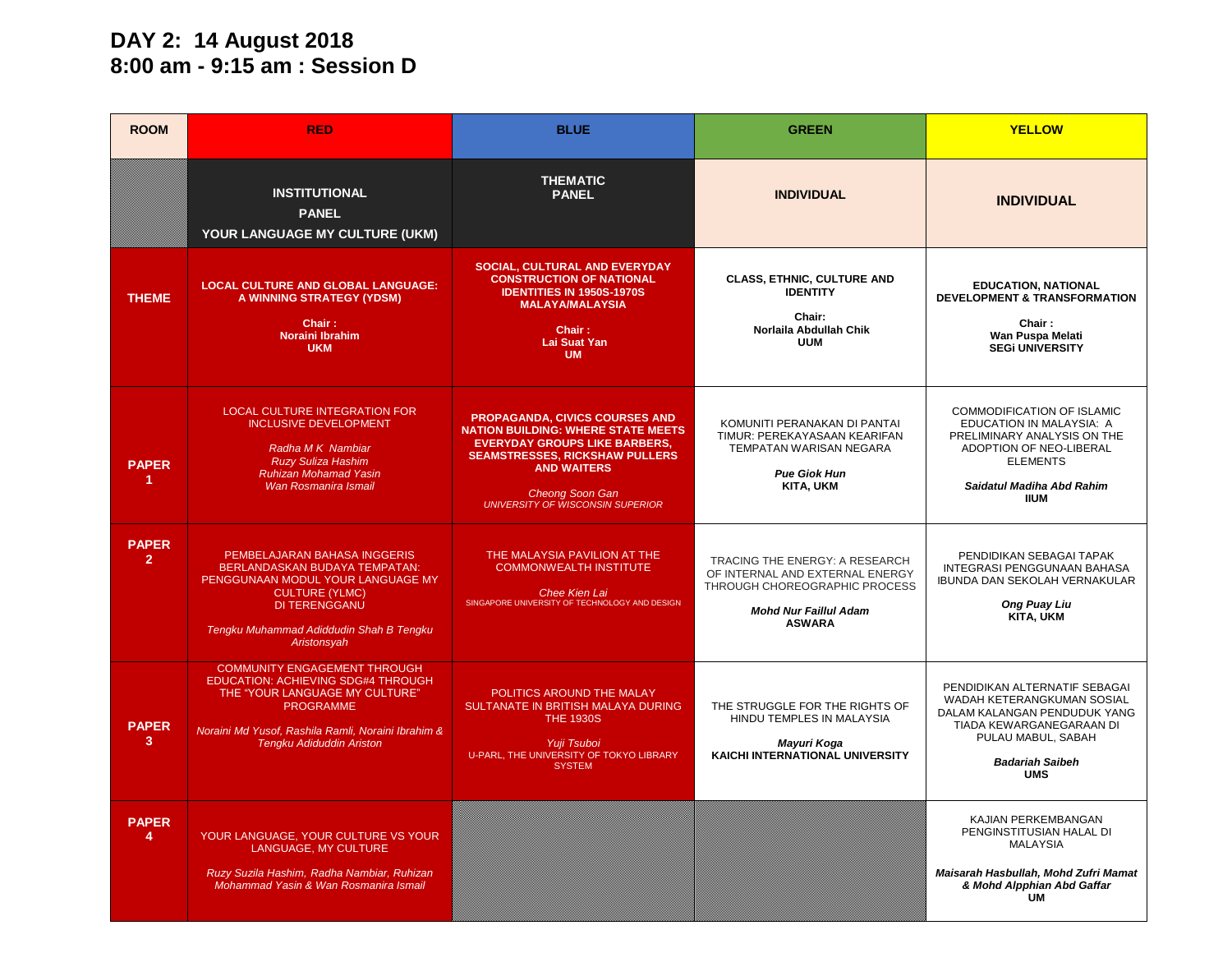# DAY 2: 14 August 2018
## 8:00 am - 9:15 am : Session D

| ROOM | RED | BLUE | GREEN | YELLOW |
|---|---|---|---|---|
| | **INSTITUTIONAL PANEL YOUR LANGUAGE MY CULTURE (UKM)** | **THEMATIC PANEL** | **INDIVIDUAL** | **INDIVIDUAL** |
| **THEME** | **LOCAL CULTURE AND GLOBAL LANGUAGE: A WINNING STRATEGY (YDSM)**<br><br>**Chair :**<br>**Noraini Ibrahim**<br>**UKM** | **SOCIAL, CULTURAL AND EVERYDAY CONSTRUCTION OF NATIONAL IDENTITIES IN 1950S-1970S MALAYA/MALAYSIA**<br><br>**Chair :**<br>**Lai Suat Yan**<br>**UM** | **CLASS, ETHNIC, CULTURE AND IDENTITY**<br><br>**Chair:**<br>**Norlaila Abdullah Chik**<br>**UUM** | **EDUCATION, NATIONAL DEVELOPMENT & TRANSFORMATION**<br><br>**Chair :**<br>**Wan Puspa Melati**<br>**SEGi UNIVERSITY** |
| **PAPER 1** | LOCAL CULTURE INTEGRATION FOR INCLUSIVE DEVELOPMENT<br><br>*Radha M K Nambiar*<br>*Ruzy Suliza Hashim*<br>*Ruhizan Mohamad Yasin*<br>*Wan Rosmanira Ismail* | **PROPAGANDA, CIVICS COURSES AND NATION BUILDING: WHERE STATE MEETS EVERYDAY GROUPS LIKE BARBERS, SEAMSTRESSES, RICKSHAW PULLERS AND WAITERS**<br><br>*Cheong Soon Gan*<br>*UNIVERSITY OF WISCONSIN SUPERIOR* | KOMUNITI PERANAKAN DI PANTAI TIMUR: PEREKAYASAAN KEARIFAN TEMPATAN WARISAN NEGARA<br><br>***Pue Giok Hun***<br>**KITA, UKM** | COMMODIFICATION OF ISLAMIC EDUCATION IN MALAYSIA: A PRELIMINARY ANALYSIS ON THE ADOPTION OF NEO-LIBERAL ELEMENTS<br><br>***Saidatul Madiha Abd Rahim***<br>**IIUM** |
| **PAPER 2** | PEMBELAJARAN BAHASA INGGERIS BERLANDASKAN BUDAYA TEMPATAN: PENGGUNAAN MODUL YOUR LANGUAGE MY CULTURE (YLMC) DI TERENGGANU<br><br>*Tengku Muhammad Adiddudin Shah B Tengku Aristonsyah* | THE MALAYSIA PAVILION AT THE COMMONWEALTH INSTITUTE<br><br>*Chee Kien Lai*<br>SINGAPORE UNIVERSITY OF TECHNOLOGY AND DESIGN | TRACING THE ENERGY: A RESEARCH OF INTERNAL AND EXTERNAL ENERGY THROUGH CHOREOGRAPHIC PROCESS<br><br>***Mohd Nur Faillul Adam***<br>**ASWARA** | PENDIDIKAN SEBAGAI TAPAK INTEGRASI PENGGUNAAN BAHASA IBUNDA DAN SEKOLAH VERNAKULAR<br><br>***Ong Puay Liu***<br>**KITA, UKM** |
| **PAPER 3** | COMMUNITY ENGAGEMENT THROUGH EDUCATION: ACHIEVING SDG#4 THROUGH THE "YOUR LANGUAGE MY CULTURE" PROGRAMME<br><br>*Noraini Md Yusof, Rashila Ramli, Noraini Ibrahim & Tengku Adiduddin Ariston* | POLITICS AROUND THE MALAY SULTANATE IN BRITISH MALAYA DURING THE 1930S<br><br>*Yuji Tsuboi*<br>U-PARL, THE UNIVERSITY OF TOKYO LIBRARY SYSTEM | THE STRUGGLE FOR THE RIGHTS OF HINDU TEMPLES IN MALAYSIA<br><br>***Mayuri Koga***<br>**KAICHI INTERNATIONAL UNIVERSITY** | PENDIDIKAN ALTERNATIF SEBAGAI WADAH KETERANGKUMAN SOSIAL DALAM KALANGAN PENDUDUK YANG TIADA KEWARGANEGARAAN DI PULAU MABUL, SABAH<br><br>***Badariah Saibeh***<br>**UMS** |
| **PAPER 4** | YOUR LANGUAGE, YOUR CULTURE VS YOUR LANGUAGE, MY CULTURE<br><br>*Ruzy Suzila Hashim, Radha Nambiar, Ruhizan Mohammad Yasin & Wan Rosmanira Ismail* | | | KAJIAN PERKEMBANGAN PENGINSTITUSIAN HALAL DI MALAYSIA<br><br>***Maisarah Hasbullah, Mohd Zufri Mamat & Mohd Alpphian Abd Gaffar***<br>**UM** |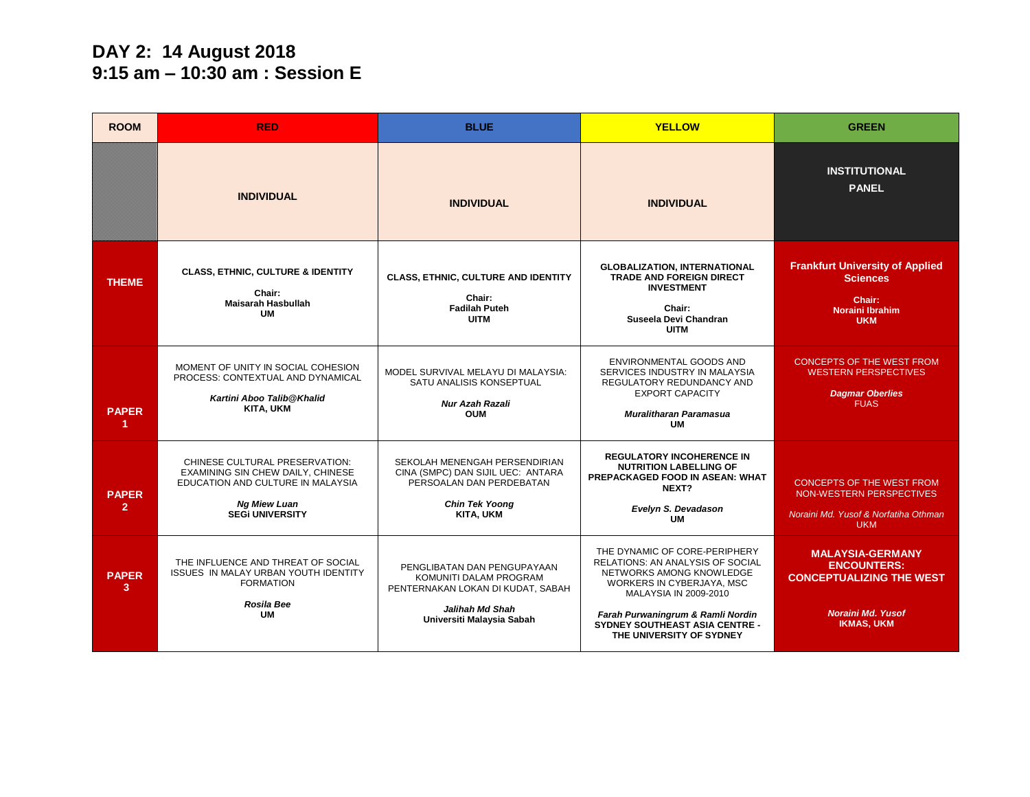# DAY 2: 14 August 2018
# 9:15 am – 10:30 am : Session E

| ROOM | RED | BLUE | YELLOW | GREEN |
|---|---|---|---|---|
| | **INDIVIDUAL** | **INDIVIDUAL** | **INDIVIDUAL** | **INSTITUTIONAL PANEL** |
| **THEME** | **CLASS, ETHNIC, CULTURE & IDENTITY**<br><br>**Chair:**<br>**Maisarah Hasbullah**<br>**UM** | **CLASS, ETHNIC, CULTURE AND IDENTITY**<br><br>**Chair:**<br>**Fadilah Puteh**<br>**UITM** | **GLOBALIZATION, INTERNATIONAL TRADE AND FOREIGN DIRECT INVESTMENT**<br><br>**Chair:**<br>**Suseela Devi Chandran**<br>**UITM** | **Frankfurt University of Applied Sciences**<br><br>**Chair:**<br>**Noraini Ibrahim**<br>**UKM** |
| **PAPER 1** | MOMENT OF UNITY IN SOCIAL COHESION PROCESS: CONTEXTUAL AND DYNAMICAL<br><br>***Kartini Aboo Talib@Khalid***<br>**KITA, UKM** | MODEL SURVIVAL MELAYU DI MALAYSIA: SATU ANALISIS KONSEPTUAL<br><br>***Nur Azah Razali***<br>**OUM** | ENVIRONMENTAL GOODS AND SERVICES INDUSTRY IN MALAYSIA REGULATORY REDUNDANCY AND EXPORT CAPACITY<br><br>***Muralitharan Paramasua***<br>**UM** | CONCEPTS OF THE WEST FROM WESTERN PERSPECTIVES<br><br>***Dagmar Oberlies***<br>FUAS |
| **PAPER 2** | CHINESE CULTURAL PRESERVATION: EXAMINING SIN CHEW DAILY, CHINESE EDUCATION AND CULTURE IN MALAYSIA<br><br>***Ng Miew Luan***<br>**SEGi UNIVERSITY** | SEKOLAH MENENGAH PERSENDIRIAN CINA (SMPC) DAN SIJIL UEC: ANTARA PERSOALAN DAN PERDEBATAN<br><br>***Chin Tek Yoong***<br>**KITA, UKM** | **REGULATORY INCOHERENCE IN NUTRITION LABELLING OF PREPACKAGED FOOD IN ASEAN: WHAT NEXT?**<br><br>***Evelyn S. Devadason***<br>**UM** | CONCEPTS OF THE WEST FROM NON-WESTERN PERSPECTIVES<br><br>*Noraini Md. Yusof & Norfatiha Othman*<br>UKM |
| **PAPER 3** | THE INFLUENCE AND THREAT OF SOCIAL ISSUES IN MALAY URBAN YOUTH IDENTITY FORMATION<br><br>***Rosila Bee***<br>**UM** | PENGLIBATAN DAN PENGUPAYAAN KOMUNITI DALAM PROGRAM PENTERNAKAN LOKAN DI KUDAT, SABAH<br><br>***Jalihah Md Shah***<br>**Universiti Malaysia Sabah** | THE DYNAMIC OF CORE-PERIPHERY RELATIONS: AN ANALYSIS OF SOCIAL NETWORKS AMONG KNOWLEDGE WORKERS IN CYBERJAYA, MSC MALAYSIA IN 2009-2010<br><br>***Farah Purwaningrum & Ramli Nordin***<br>**SYDNEY SOUTHEAST ASIA CENTRE - THE UNIVERSITY OF SYDNEY** | **MALAYSIA-GERMANY ENCOUNTERS: CONCEPTUALIZING THE WEST**<br><br>***Noraini Md. Yusof***<br>**IKMAS, UKM** |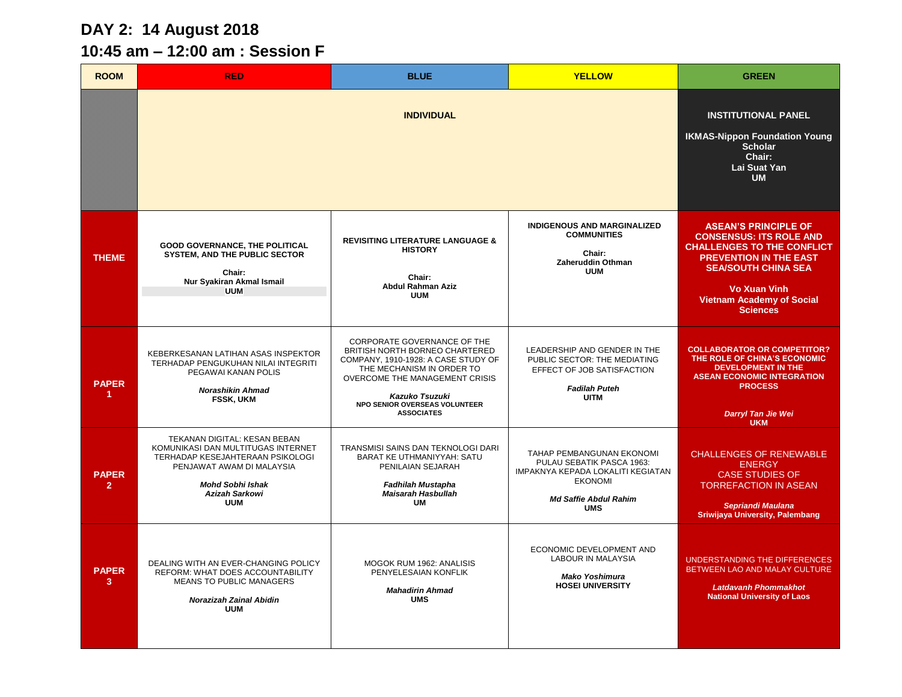## DAY 2: 14 August 2018

## 10:45 am – 12:00 am : Session F

| ROOM | RED | BLUE | YELLOW | GREEN |
|---|---|---|---|---|
| | **INDIVIDUAL** | | | **INSTITUTIONAL PANEL**<br><br>**IKMAS-Nippon Foundation Young Scholar**<br>**Chair:**<br>**Lai Suat Yan**<br>**UM** |
| **THEME** | **GOOD GOVERNANCE, THE POLITICAL SYSTEM, AND THE PUBLIC SECTOR**<br><br>**Chair:**<br>**Nur Syakiran Akmal Ismail**<br>**UUM** | **REVISITING LITERATURE LANGUAGE & HISTORY**<br><br>**Chair:**<br>**Abdul Rahman Aziz**<br>**UUM** | **INDIGENOUS AND MARGINALIZED COMMUNITIES**<br><br>**Chair:**<br>**Zaheruddin Othman**<br>**UUM** | **ASEAN'S PRINCIPLE OF CONSENSUS: ITS ROLE AND CHALLENGES TO THE CONFLICT PREVENTION IN THE EAST SEA/SOUTH CHINA SEA**<br><br>**Vo Xuan Vinh**<br>**Vietnam Academy of Social Sciences** |
| **PAPER 1** | KEBERKESANAN LATIHAN ASAS INSPEKTOR TERHADAP PENGUKUHAN NILAI INTEGRITI PEGAWAI KANAN POLIS<br><br>***Norashikin Ahmad***<br>**FSSK, UKM** | CORPORATE GOVERNANCE OF THE BRITISH NORTH BORNEO CHARTERED COMPANY, 1910-1928: A CASE STUDY OF THE MECHANISM IN ORDER TO OVERCOME THE MANAGEMENT CRISIS<br><br>***Kazuko Tsuzuki***<br>**NPO SENIOR OVERSEAS VOLUNTEER ASSOCIATES** | LEADERSHIP AND GENDER IN THE PUBLIC SECTOR: THE MEDIATING EFFECT OF JOB SATISFACTION<br><br>***Fadilah Puteh***<br>**UITM** | **COLLABORATOR OR COMPETITOR? THE ROLE OF CHINA'S ECONOMIC DEVELOPMENT IN THE ASEAN ECONOMIC INTEGRATION PROCESS**<br><br>***Darryl Tan Jie Wei***<br>**UKM** |
| **PAPER 2** | TEKANAN DIGITAL: KESAN BEBAN KOMUNIKASI DAN MULTITUGAS INTERNET TERHADAP KESEJAHTERAAN PSIKOLOGI PENJAWAT AWAM DI MALAYSIA<br><br>***Mohd Sobhi Ishak***<br>***Azizah Sarkowi***<br>**UUM** | TRANSMISI SAINS DAN TEKNOLOGI DARI BARAT KE UTHMANIYYAH: SATU PENILAIAN SEJARAH<br><br>***Fadhilah Mustapha***<br>***Maisarah Hasbullah***<br>**UM** | TAHAP PEMBANGUNAN EKONOMI PULAU SEBATIK PASCA 1963: IMPAKNYA KEPADA LOKALITI KEGIATAN EKONOMI<br><br>***Md Saffie Abdul Rahim***<br>**UMS** | CHALLENGES OF RENEWABLE ENERGY<br>CASE STUDIES OF TORREFACTION IN ASEAN<br><br>***Sepriandi Maulana***<br>**Sriwijaya University, Palembang** |
| **PAPER 3** | DEALING WITH AN EVER-CHANGING POLICY REFORM: WHAT DOES ACCOUNTABILITY MEANS TO PUBLIC MANAGERS<br><br>***Norazizah Zainal Abidin***<br>**UUM** | MOGOK RUM 1962: ANALISIS PENYELESAIAN KONFLIK<br><br>***Mahadirin Ahmad***<br>**UMS** | ECONOMIC DEVELOPMENT AND LABOUR IN MALAYSIA<br><br>***Mako Yoshimura***<br>**HOSEI UNIVERSITY** | UNDERSTANDING THE DIFFERENCES BETWEEN LAO AND MALAY CULTURE<br><br>***Latdavanh Phommakhot***<br>**National University of Laos** |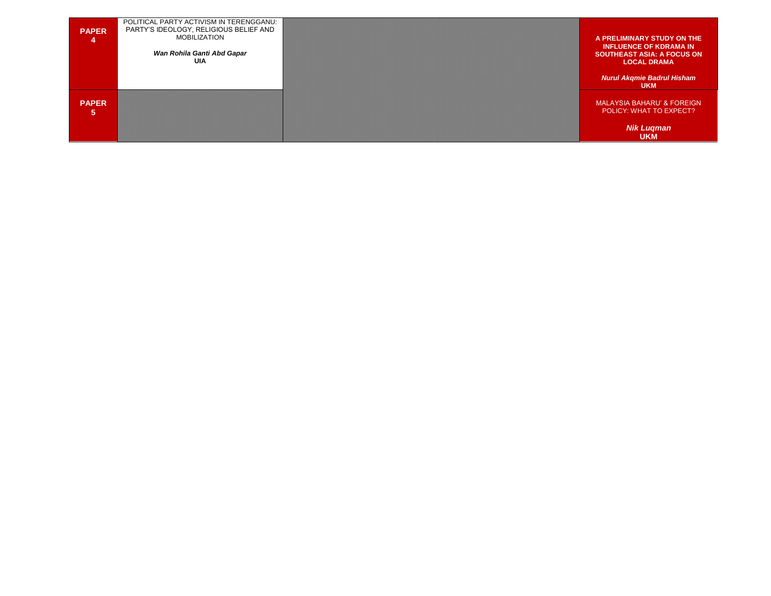| | | | | |
|---|---|---|---|---|
| **PAPER 4** | POLITICAL PARTY ACTIVISM IN TERENGGANU: PARTY'S IDEOLOGY, RELIGIOUS BELIEF AND MOBILIZATION<br><br>***Wan Rohila Ganti Abd Gapar***<br>**UIA** | | | **A PRELIMINARY STUDY ON THE INFLUENCE OF KDRAMA IN SOUTHEAST ASIA: A FOCUS ON LOCAL DRAMA**<br><br>***Nurul Akqmie Badrul Hisham***<br>**UKM** |
| **PAPER 5** | | | | MALAYSIA BAHARU' & FOREIGN POLICY: WHAT TO EXPECT?<br><br>***Nik Luqman***<br>**UKM** |